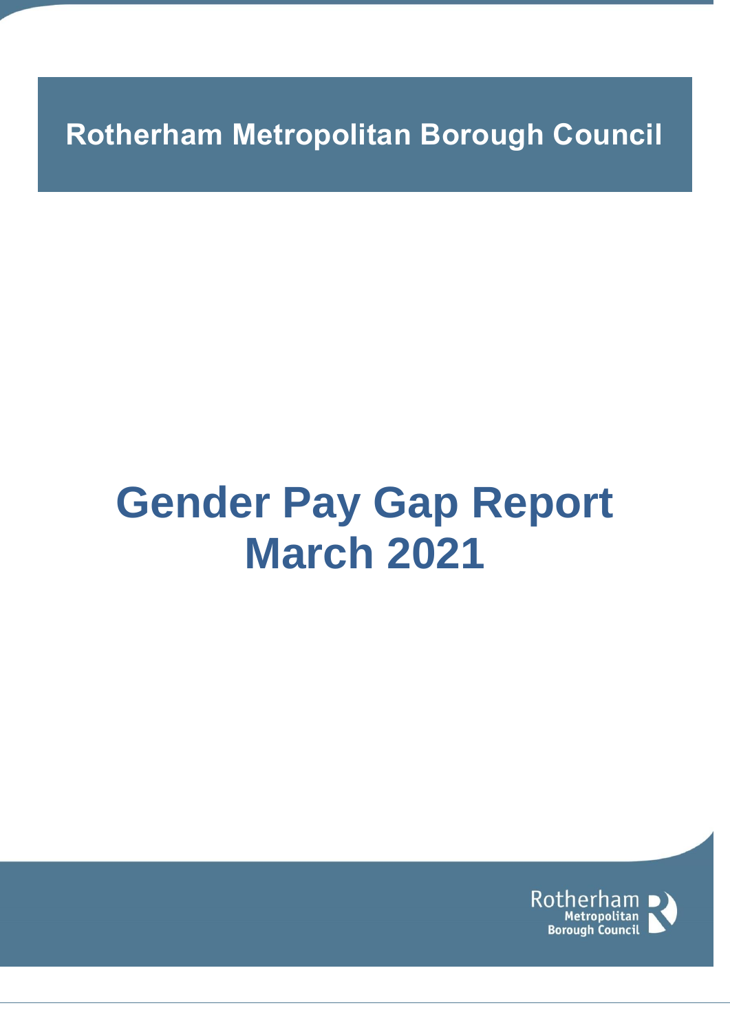Rotherham Metropolitan Borough Council

# Gender Pay Gap Report March 2021

Rotherham Metropolitan Borough Council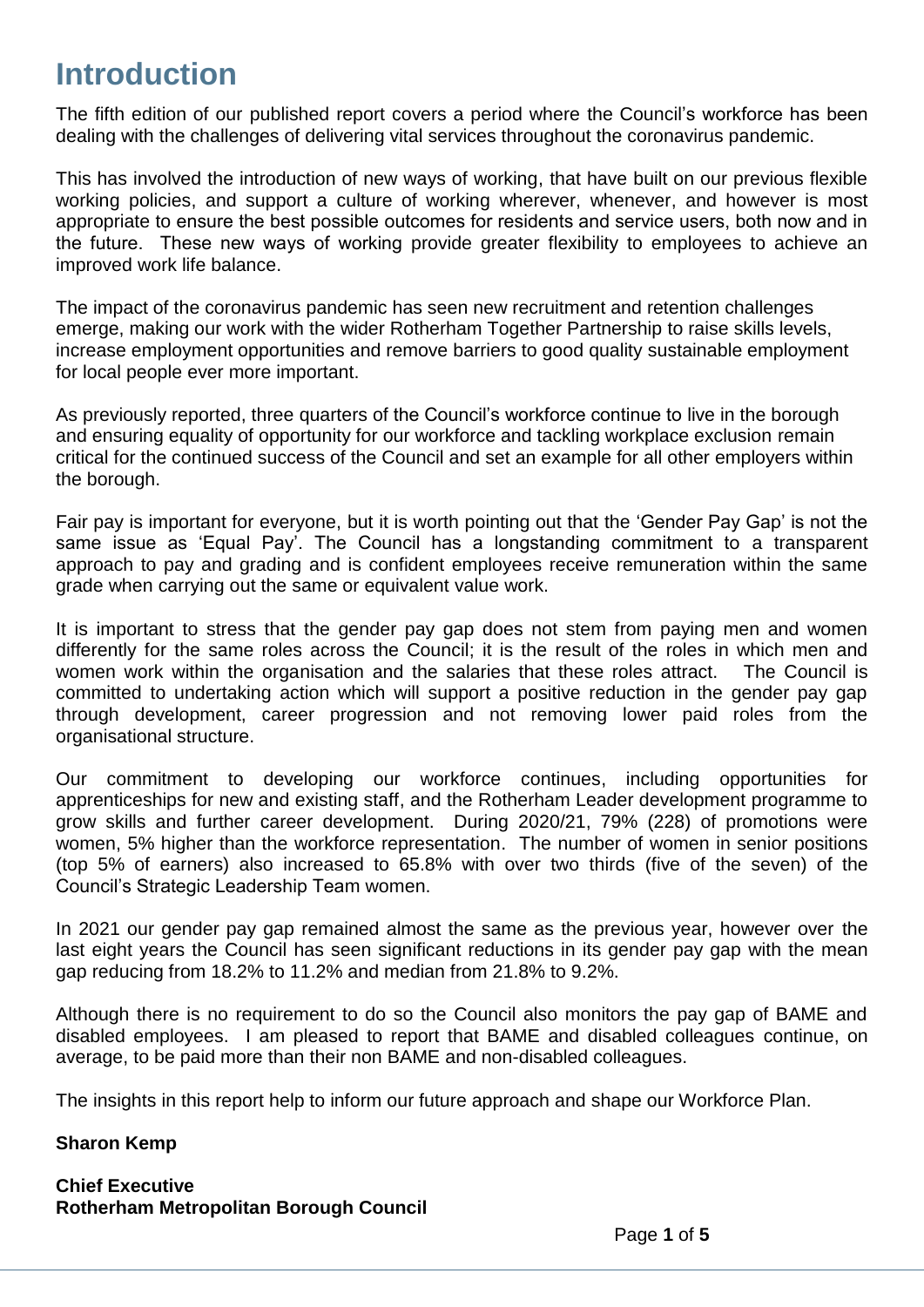# Introduction

The fifth edition of our published report covers a period where the Council's workforce has been dealing with the challenges of delivering vital services throughout the coronavirus pandemic.

This has involved the introduction of new ways of working, that have built on our previous flexible working policies, and support a culture of working wherever, whenever, and however is most appropriate to ensure the best possible outcomes for residents and service users, both now and in the future. These new ways of working provide greater flexibility to employees to achieve an improved work life balance.

The impact of the coronavirus pandemic has seen new recruitment and retention challenges emerge, making our work with the wider Rotherham Together Partnership to raise skills levels, increase employment opportunities and remove barriers to good quality sustainable employment for local people ever more important.

As previously reported, three quarters of the Council's workforce continue to live in the borough and ensuring equality of opportunity for our workforce and tackling workplace exclusion remain critical for the continued success of the Council and set an example for all other employers within the borough.

Fair pay is important for everyone, but it is worth pointing out that the 'Gender Pay Gap' is not the same issue as 'Equal Pay'. The Council has a longstanding commitment to a transparent approach to pay and grading and is confident employees receive remuneration within the same grade when carrying out the same or equivalent value work.

It is important to stress that the gender pay gap does not stem from paying men and women differently for the same roles across the Council; it is the result of the roles in which men and women work within the organisation and the salaries that these roles attract. The Council is committed to undertaking action which will support a positive reduction in the gender pay gap through development, career progression and not removing lower paid roles from the organisational structure.

Our commitment to developing our workforce continues, including opportunities for apprenticeships for new and existing staff, and the Rotherham Leader development programme to grow skills and further career development. During 2020/21, 79% (228) of promotions were women, 5% higher than the workforce representation. The number of women in senior positions (top 5% of earners) also increased to 65.8% with over two thirds (five of the seven) of the Council's Strategic Leadership Team women.

In 2021 our gender pay gap remained almost the same as the previous year, however over the last eight years the Council has seen significant reductions in its gender pay gap with the mean gap reducing from 18.2% to 11.2% and median from 21.8% to 9.2%.

Although there is no requirement to do so the Council also monitors the pay gap of BAME and disabled employees. I am pleased to report that BAME and disabled colleagues continue, on average, to be paid more than their non BAME and non-disabled colleagues.

The insights in this report help to inform our future approach and shape our Workforce Plan.

**Sharon Kemp**

**Chief Executive**
**Rotherham Metropolitan Borough Council**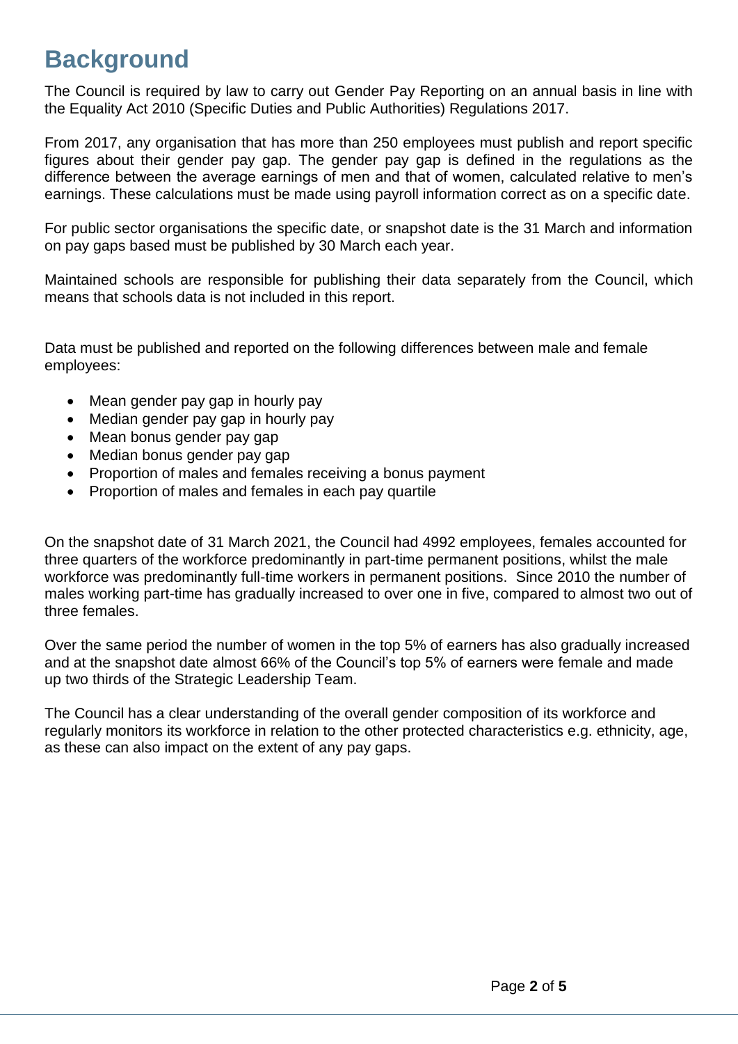# Background

The Council is required by law to carry out Gender Pay Reporting on an annual basis in line with the Equality Act 2010 (Specific Duties and Public Authorities) Regulations 2017.

From 2017, any organisation that has more than 250 employees must publish and report specific figures about their gender pay gap. The gender pay gap is defined in the regulations as the difference between the average earnings of men and that of women, calculated relative to men's earnings. These calculations must be made using payroll information correct as on a specific date.

For public sector organisations the specific date, or snapshot date is the 31 March and information on pay gaps based must be published by 30 March each year.

Maintained schools are responsible for publishing their data separately from the Council, which means that schools data is not included in this report.

Data must be published and reported on the following differences between male and female employees:

- Mean gender pay gap in hourly pay
- Median gender pay gap in hourly pay
- Mean bonus gender pay gap
- Median bonus gender pay gap
- Proportion of males and females receiving a bonus payment
- Proportion of males and females in each pay quartile

On the snapshot date of 31 March 2021, the Council had 4992 employees, females accounted for three quarters of the workforce predominantly in part-time permanent positions, whilst the male workforce was predominantly full-time workers in permanent positions. Since 2010 the number of males working part-time has gradually increased to over one in five, compared to almost two out of three females.

Over the same period the number of women in the top 5% of earners has also gradually increased and at the snapshot date almost 66% of the Council's top 5% of earners were female and made up two thirds of the Strategic Leadership Team.

The Council has a clear understanding of the overall gender composition of its workforce and regularly monitors its workforce in relation to the other protected characteristics e.g. ethnicity, age, as these can also impact on the extent of any pay gaps.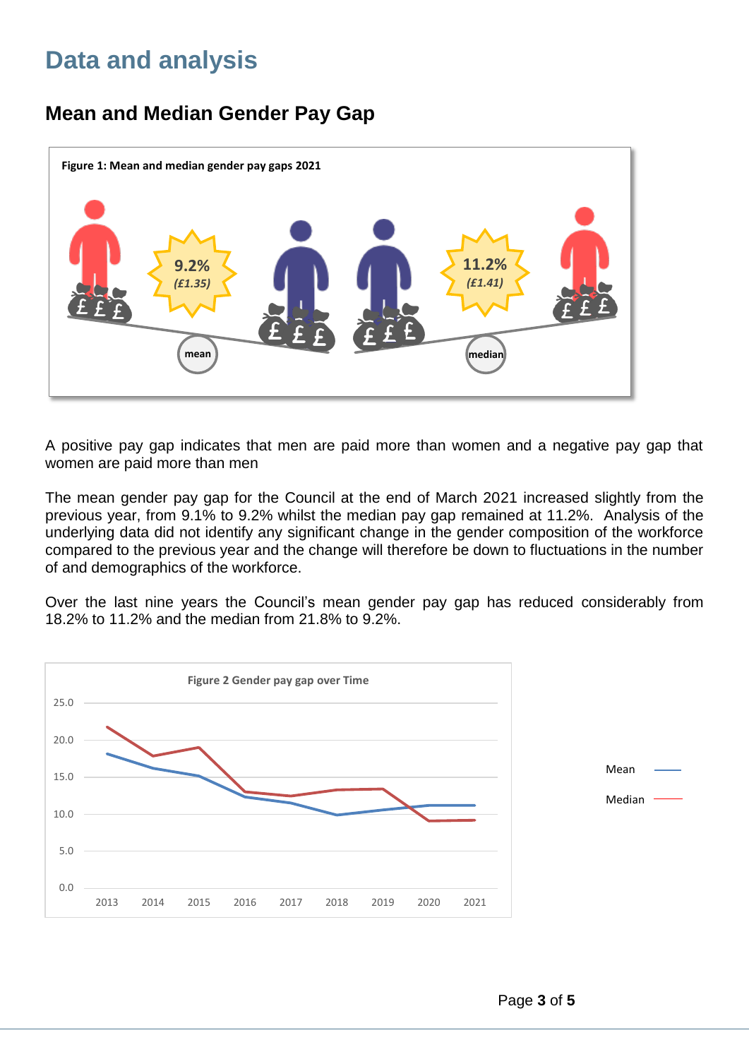# Data and analysis

## Mean and Median Gender Pay Gap

**Figure 1: Mean and median gender pay gaps 2021**

mean: 9.2% *(£1.35)*

median: 11.2% *(£1.41)*

A positive pay gap indicates that men are paid more than women and a negative pay gap that women are paid more than men

The mean gender pay gap for the Council at the end of March 2021 increased slightly from the previous year, from 9.1% to 9.2% whilst the median pay gap remained at 11.2%. Analysis of the underlying data did not identify any significant change in the gender composition of the workforce compared to the previous year and the change will therefore be down to fluctuations in the number of and demographics of the workforce.

Over the last nine years the Council's mean gender pay gap has reduced considerably from 18.2% to 11.2% and the median from 21.8% to 9.2%.

**Figure 2 Gender pay gap over Time**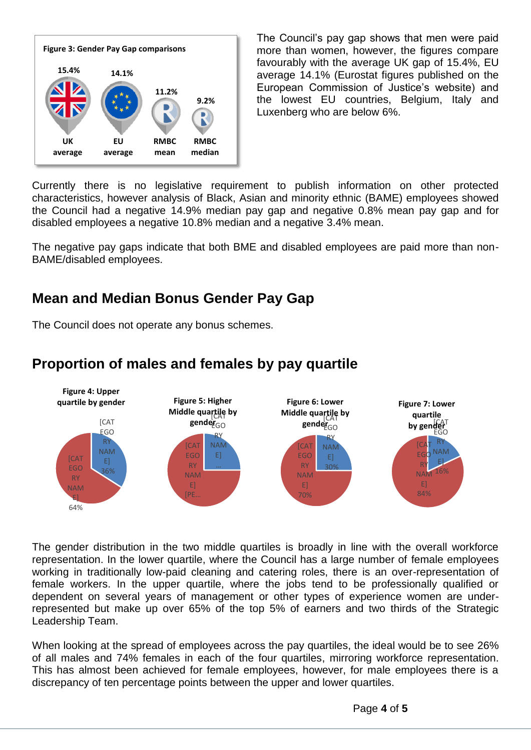**Figure 3: Gender Pay Gap comparisons**

| UK average | EU average | RMBC mean | RMBC median |
|---|---|---|---|
| 15.4% | 14.1% | 11.2% | 9.2% |

The Council's pay gap shows that men were paid more than women, however, the figures compare favourably with the average UK gap of 15.4%, EU average 14.1% (Eurostat figures published on the European Commission of Justice's website) and the lowest EU countries, Belgium, Italy and Luxenberg who are below 6%.

Currently there is no legislative requirement to publish information on other protected characteristics, however analysis of Black, Asian and minority ethnic (BAME) employees showed the Council had a negative 14.9% median pay gap and negative 0.8% mean pay gap and for disabled employees a negative 10.8% median and a negative 3.4% mean.

The negative pay gaps indicate that both BME and disabled employees are paid more than non-BAME/disabled employees.

## Mean and Median Bonus Gender Pay Gap

The Council does not operate any bonus schemes.

## Proportion of males and females by pay quartile

**Figure 4: Upper quartile by gender**

[CATEGORY NAME] 36%
[CATEGORY NAME] 64%

**Figure 5: Higher Middle quartile by gender**

[CATEGORY NAME] …
[CATEGORY NAME] [PE…

**Figure 6: Lower Middle quartile by gender**

[CATEGORY NAME] 30%
[CATEGORY NAME] 70%

**Figure 7: Lower quartile by gender**

[CATEGORY NAME] 16%
[CATEGORY NAME] 84%

The gender distribution in the two middle quartiles is broadly in line with the overall workforce representation. In the lower quartile, where the Council has a large number of female employees working in traditionally low-paid cleaning and catering roles, there is an over-representation of female workers. In the upper quartile, where the jobs tend to be professionally qualified or dependent on several years of management or other types of experience women are under-represented but make up over 65% of the top 5% of earners and two thirds of the Strategic Leadership Team.

When looking at the spread of employees across the pay quartiles, the ideal would be to see 26% of all males and 74% females in each of the four quartiles, mirroring workforce representation. This has almost been achieved for female employees, however, for male employees there is a discrepancy of ten percentage points between the upper and lower quartiles.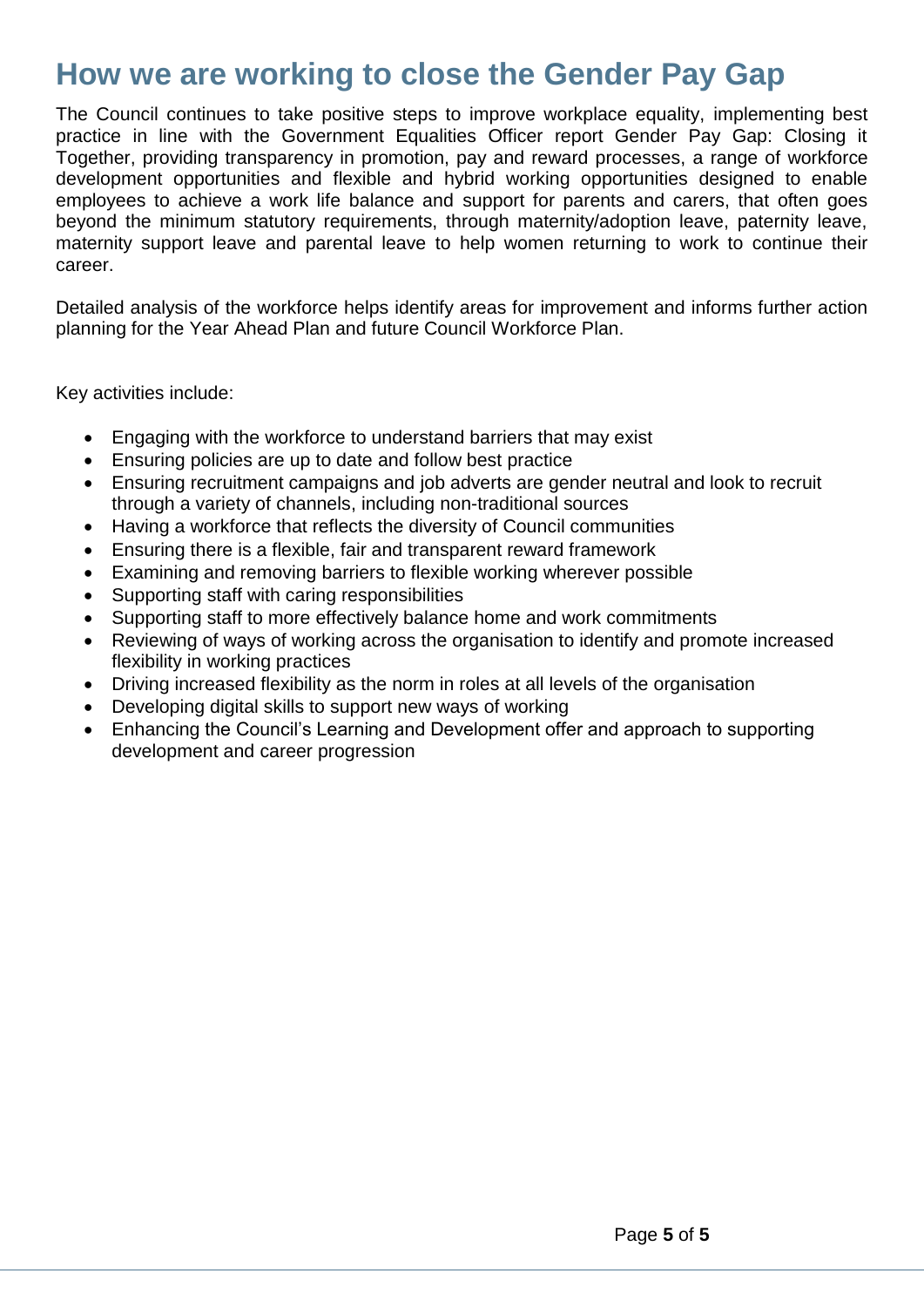# How we are working to close the Gender Pay Gap

The Council continues to take positive steps to improve workplace equality, implementing best practice in line with the Government Equalities Officer report Gender Pay Gap: Closing it Together, providing transparency in promotion, pay and reward processes, a range of workforce development opportunities and flexible and hybrid working opportunities designed to enable employees to achieve a work life balance and support for parents and carers, that often goes beyond the minimum statutory requirements, through maternity/adoption leave, paternity leave, maternity support leave and parental leave to help women returning to work to continue their career.

Detailed analysis of the workforce helps identify areas for improvement and informs further action planning for the Year Ahead Plan and future Council Workforce Plan.

Key activities include:

- Engaging with the workforce to understand barriers that may exist
- Ensuring policies are up to date and follow best practice
- Ensuring recruitment campaigns and job adverts are gender neutral and look to recruit through a variety of channels, including non-traditional sources
- Having a workforce that reflects the diversity of Council communities
- Ensuring there is a flexible, fair and transparent reward framework
- Examining and removing barriers to flexible working wherever possible
- Supporting staff with caring responsibilities
- Supporting staff to more effectively balance home and work commitments
- Reviewing of ways of working across the organisation to identify and promote increased flexibility in working practices
- Driving increased flexibility as the norm in roles at all levels of the organisation
- Developing digital skills to support new ways of working
- Enhancing the Council's Learning and Development offer and approach to supporting development and career progression